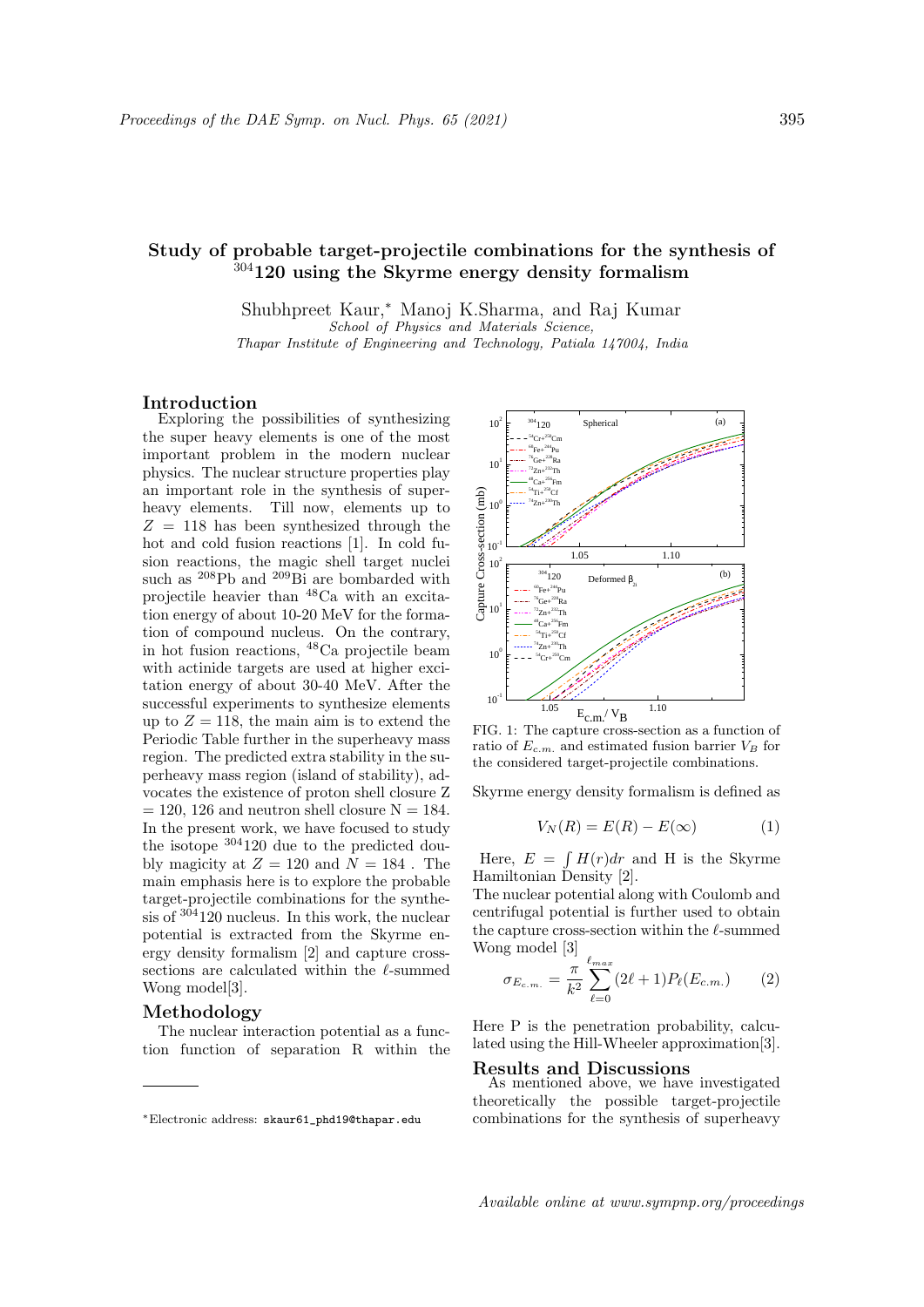# Study of probable target-projectile combinations for the synthesis of $^{304}$120 using the Skyrme energy density formalism

Shubhpreet Kaur,* Manoj K.Sharma, and Raj Kumar

*School of Physics and Materials Science, Thapar Institute of Engineering and Technology, Patiala 147004, India*

## Introduction

Exploring the possibilities of synthesizing the super heavy elements is one of the most important problem in the modern nuclear physics. The nuclear structure properties play an important role in the synthesis of superheavy elements. Till now, elements up to $Z = 118$ has been synthesized through the hot and cold fusion reactions [1]. In cold fusion reactions, the magic shell target nuclei such as $^{208}$Pb and $^{209}$Bi are bombarded with projectile heavier than $^{48}$Ca with an excitation energy of about 10-20 MeV for the formation of compound nucleus. On the contrary, in hot fusion reactions, $^{48}$Ca projectile beam with actinide targets are used at higher excitation energy of about 30-40 MeV. After the successful experiments to synthesize elements up to $Z = 118$, the main aim is to extend the Periodic Table further in the superheavy mass region. The predicted extra stability in the superheavy mass region (island of stability), advocates the existence of proton shell closure Z = 120, 126 and neutron shell closure N = 184. In the present work, we have focused to study the isotope $^{304}$120 due to the predicted doubly magicity at $Z = 120$ and $N = 184$ . The main emphasis here is to explore the probable target-projectile combinations for the synthesis of $^{304}$120 nucleus. In this work, the nuclear potential is extracted from the Skyrme energy density formalism [2] and capture cross-sections are calculated within the $\ell$-summed Wong model[3].

## Methodology

The nuclear interaction potential as a function function of separation R within the Skyrme energy density formalism is defined as

$$V_N(R) = E(R) - E(\infty) \qquad (1)$$

Here, $E = \int H(r)dr$ and H is the Skyrme Hamiltonian Density [2].

The nuclear potential along with Coulomb and centrifugal potential is further used to obtain the capture cross-section within the $\ell$-summed Wong model [3]

$$\sigma_{E_{c.m.}} = \frac{\pi}{k^2} \sum_{\ell=0}^{\ell_{max}} (2\ell+1) P_\ell(E_{c.m.}) \qquad (2)$$

Here P is the penetration probability, calculated using the Hill-Wheeler approximation[3].

FIG. 1: The capture cross-section as a function of ratio of $E_{c.m.}$ and estimated fusion barrier $V_B$ for the considered target-projectile combinations.

## Results and Discussions

As mentioned above, we have investigated theoretically the possible target-projectile combinations for the synthesis of superheavy

*Electronic address: skaur61_phd19@thapar.edu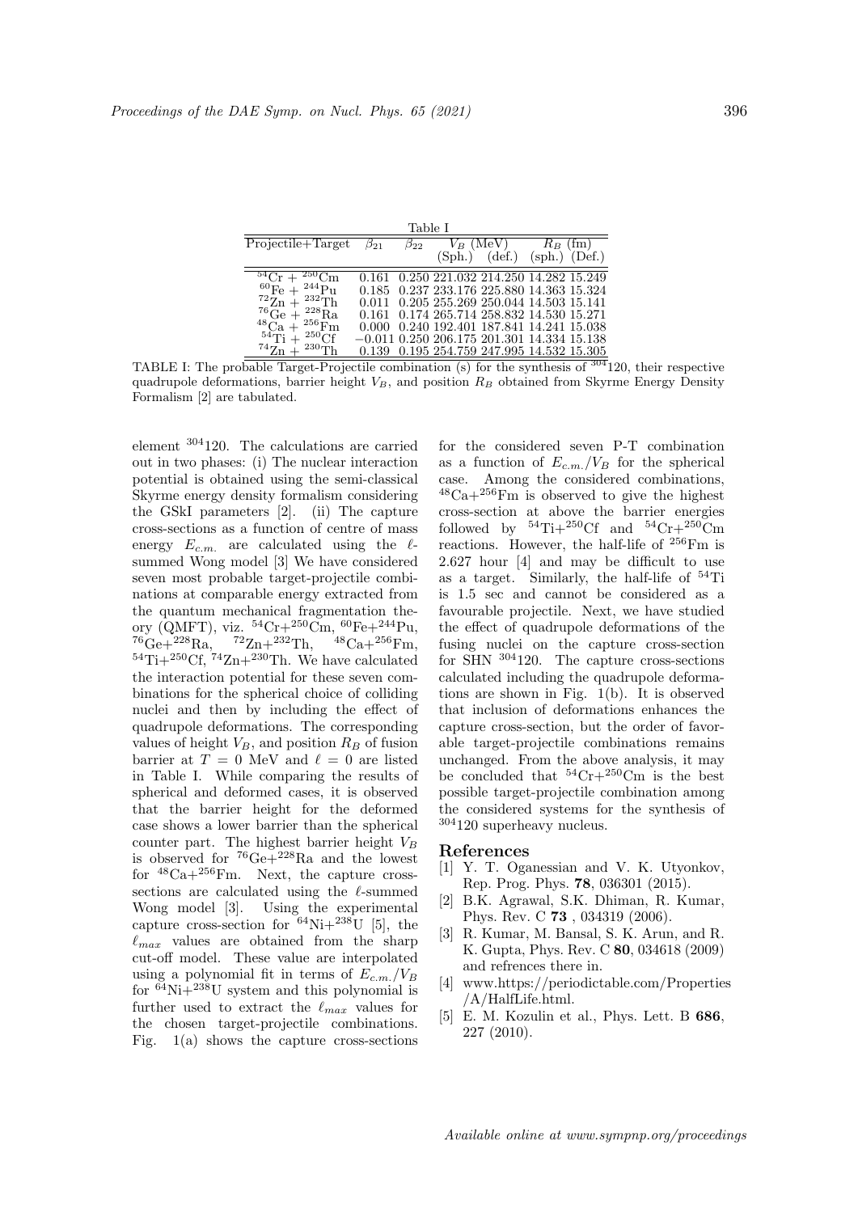Table I

| Projectile+Target | $\beta_{21}$ | $\beta_{22}$ | $V_B$ (MeV) | | $R_B$ (fm) | |
|---|---|---|---|---|---|---|
| | | | (Sph.) | (def.) | (sph.) | (Def.) |
| $^{54}$Cr + $^{250}$Cm | 0.161 | 0.250 | 221.032 | 214.250 | 14.282 | 15.249 |
| $^{60}$Fe + $^{244}$Pu | 0.185 | 0.237 | 233.176 | 225.880 | 14.363 | 15.324 |
| $^{72}$Zn + $^{232}$Th | 0.011 | 0.205 | 255.269 | 250.044 | 14.503 | 15.141 |
| $^{76}$Ge + $^{228}$Ra | 0.161 | 0.174 | 265.714 | 258.832 | 14.530 | 15.271 |
| $^{48}$Ca + $^{256}$Fm | 0.000 | 0.240 | 192.401 | 187.841 | 14.241 | 15.038 |
| $^{54}$Ti + $^{250}$Cf | −0.011 | 0.250 | 206.175 | 201.301 | 14.334 | 15.138 |
| $^{74}$Zn + $^{230}$Th | 0.139 | 0.195 | 254.759 | 247.995 | 14.532 | 15.305 |

TABLE I: The probable Target-Projectile combination (s) for the synthesis of $^{304}$120, their respective quadrupole deformations, barrier height $V_B$, and position $R_B$ obtained from Skyrme Energy Density Formalism [2] are tabulated.

element $^{304}$120. The calculations are carried out in two phases: (i) The nuclear interaction potential is obtained using the semi-classical Skyrme energy density formalism considering the GSkI parameters [2]. (ii) The capture cross-sections as a function of centre of mass energy $E_{c.m.}$ are calculated using the $\ell$-summed Wong model [3] We have considered seven most probable target-projectile combinations at comparable energy extracted from the quantum mechanical fragmentation theory (QMFT), viz. $^{54}$Cr+$^{250}$Cm, $^{60}$Fe+$^{244}$Pu, $^{76}$Ge+$^{228}$Ra, $^{72}$Zn+$^{232}$Th, $^{48}$Ca+$^{256}$Fm, $^{54}$Ti+$^{250}$Cf, $^{74}$Zn+$^{230}$Th. We have calculated the interaction potential for these seven combinations for the spherical choice of colliding nuclei and then by including the effect of quadrupole deformations. The corresponding values of height $V_B$, and position $R_B$ of fusion barrier at $T = 0$ MeV and $\ell = 0$ are listed in Table I. While comparing the results of spherical and deformed cases, it is observed that the barrier height for the deformed case shows a lower barrier than the spherical counter part. The highest barrier height $V_B$ is observed for $^{76}$Ge+$^{228}$Ra and the lowest for $^{48}$Ca+$^{256}$Fm. Next, the capture cross-sections are calculated using the $\ell$-summed Wong model [3]. Using the experimental capture cross-section for $^{64}$Ni+$^{238}$U [5], the $\ell_{max}$ values are obtained from the sharp cut-off model. These value are interpolated using a polynomial fit in terms of $E_{c.m.}/V_B$ for $^{64}$Ni+$^{238}$U system and this polynomial is further used to extract the $\ell_{max}$ values for the chosen target-projectile combinations. Fig. 1(a) shows the capture cross-sections for the considered seven P-T combination as a function of $E_{c.m.}/V_B$ for the spherical case. Among the considered combinations, $^{48}$Ca+$^{256}$Fm is observed to give the highest cross-section at above the barrier energies followed by $^{54}$Ti+$^{250}$Cf and $^{54}$Cr+$^{250}$Cm reactions. However, the half-life of $^{256}$Fm is 2.627 hour [4] and may be difficult to use as a target. Similarly, the half-life of $^{54}$Ti is 1.5 sec and cannot be considered as a favourable projectile. Next, we have studied the effect of quadrupole deformations of the fusing nuclei on the capture cross-section for SHN $^{304}$120. The capture cross-sections calculated including the quadrupole deformations are shown in Fig. 1(b). It is observed that inclusion of deformations enhances the capture cross-section, but the order of favorable target-projectile combinations remains unchanged. From the above analysis, it may be concluded that $^{54}$Cr+$^{250}$Cm is the best possible target-projectile combination among the considered systems for the synthesis of $^{304}$120 superheavy nucleus.

## References

[1] Y. T. Oganessian and V. K. Utyonkov, Rep. Prog. Phys. **78**, 036301 (2015).

[2] B.K. Agrawal, S.K. Dhiman, R. Kumar, Phys. Rev. C **73** , 034319 (2006).

[3] R. Kumar, M. Bansal, S. K. Arun, and R. K. Gupta, Phys. Rev. C **80**, 034618 (2009) and refrences there in.

[4] www.https://periodictable.com/Properties/A/HalfLife.html.

[5] E. M. Kozulin et al., Phys. Lett. B **686**, 227 (2010).